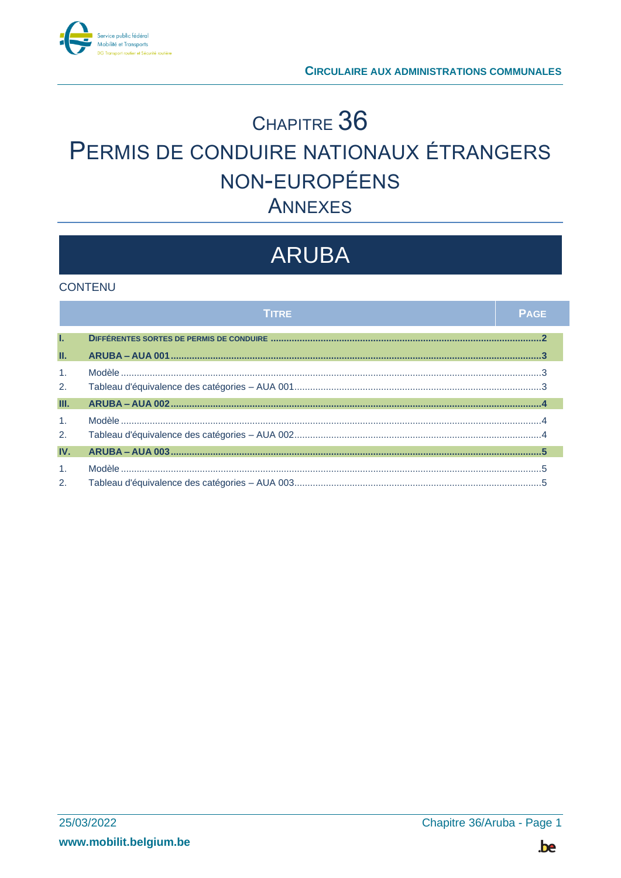CIRCULAIRE AUX ADMINISTRATIONS COMMUNALES

# CHAPITRE 36
# PERMIS DE CONDUIRE NATIONAUX ÉTRANGERS NON-EUROPÉENS
## ANNEXES

# ARUBA

## CONTENU

| | TITRE | PAGE |
|---|---|---|
| **I.** | **DIFFÉRENTES SORTES DE PERMIS DE CONDUIRE** | **2** |
| **II.** | **ARUBA – AUA 001** | **3** |
| 1. | Modèle | 3 |
| 2. | Tableau d'équivalence des catégories – AUA 001 | 3 |
| **III.** | **ARUBA – AUA 002** | **4** |
| 1. | Modèle | 4 |
| 2. | Tableau d'équivalence des catégories – AUA 002 | 4 |
| **IV.** | **ARUBA – AUA 003** | **5** |
| 1. | Modèle | 5 |
| 2. | Tableau d'équivalence des catégories – AUA 003 | 5 |

25/03/2022

**www.mobilit.belgium.be**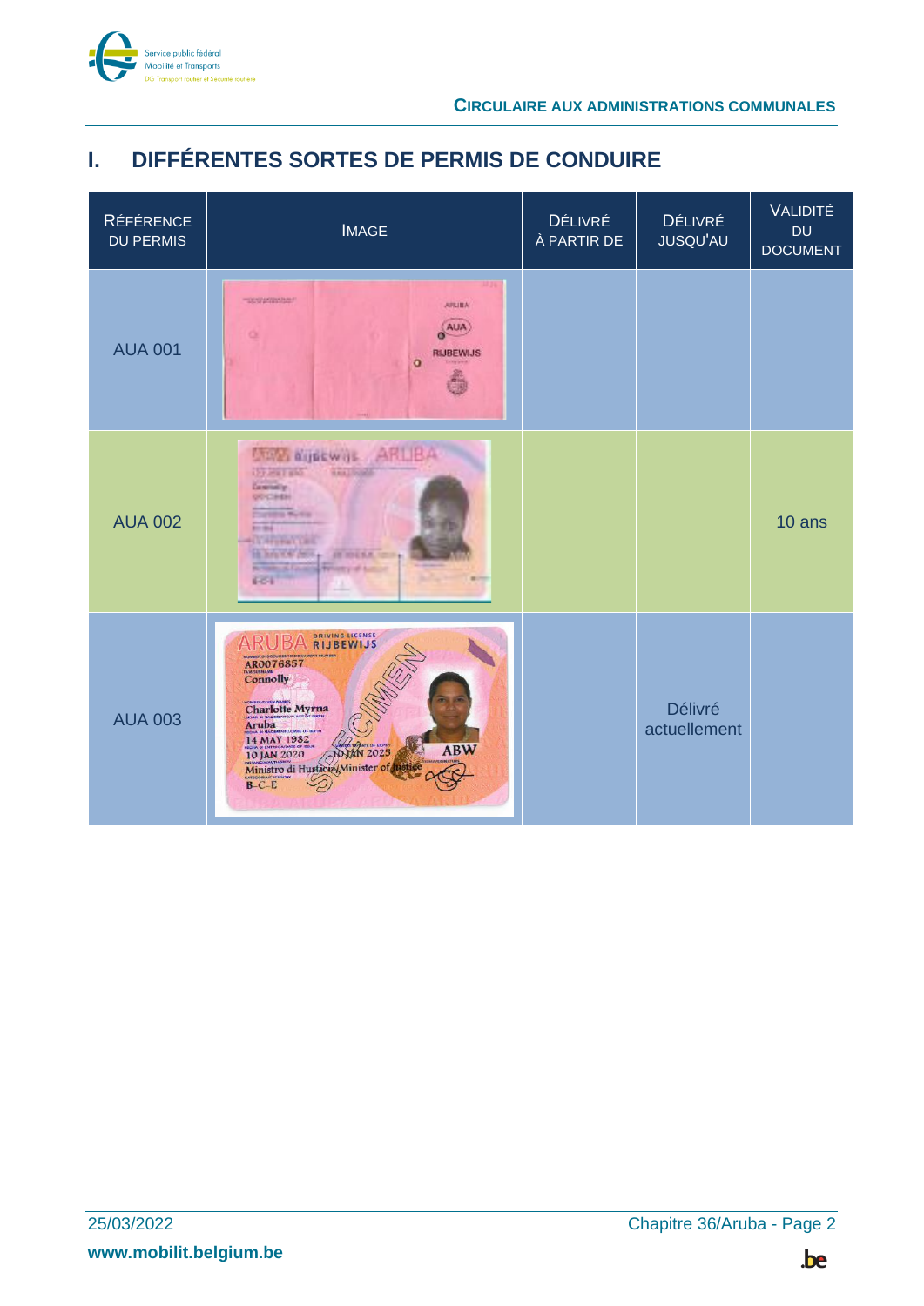# I. DIFFÉRENTES SORTES DE PERMIS DE CONDUIRE

| RÉFÉRENCE DU PERMIS | IMAGE | DÉLIVRÉ À PARTIR DE | DÉLIVRÉ JUSQU'AU | VALIDITÉ DU DOCUMENT |
|---|---|---|---|---|
| AUA 001 | | | | |
| AUA 002 | | | | 10 ans |
| AUA 003 | | | Délivré actuellement | |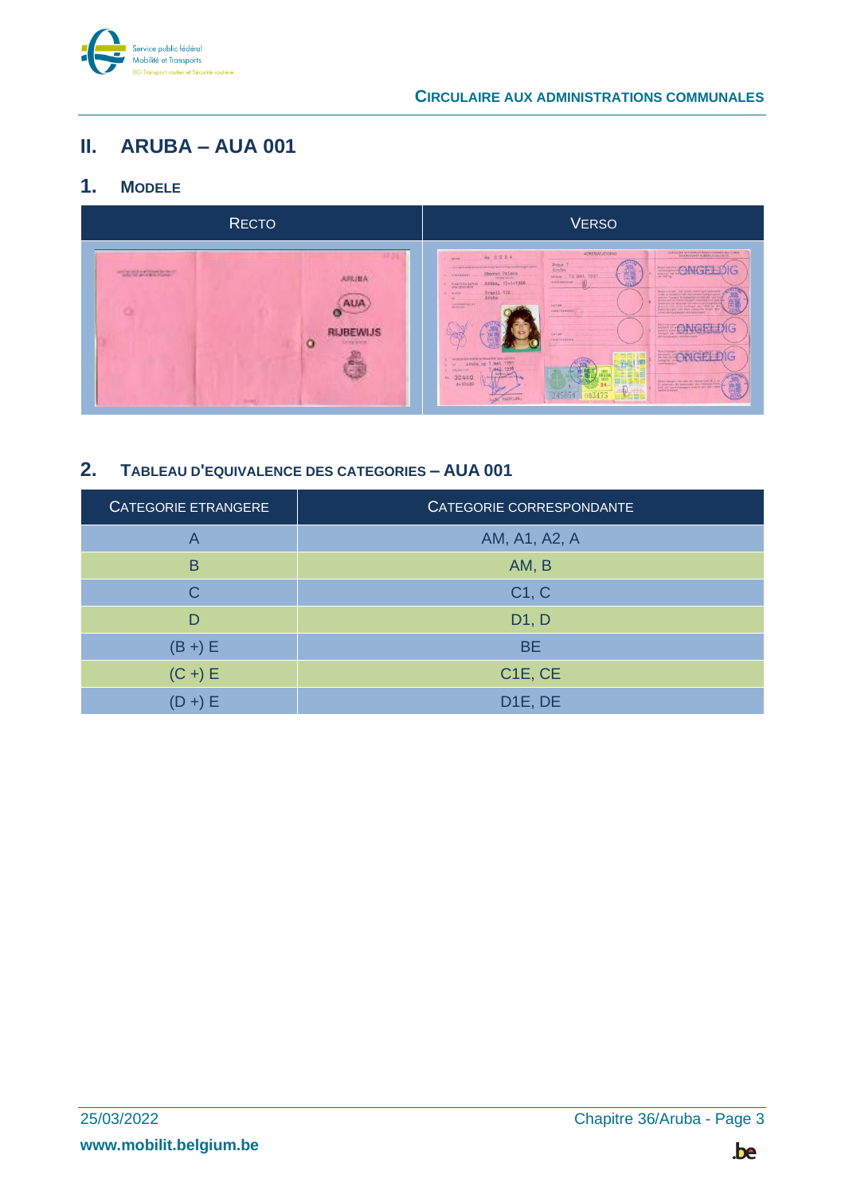## II. ARUBA – AUA 001

### 1. MODELE

| RECTO | VERSO |
|---|---|
| | |

### 2. TABLEAU D'EQUIVALENCE DES CATEGORIES – AUA 001

| CATEGORIE ETRANGERE | CATEGORIE CORRESPONDANTE |
|---|---|
| A | AM, A1, A2, A |
| B | AM, B |
| C | C1, C |
| D | D1, D |
| (B +) E | BE |
| (C +) E | C1E, CE |
| (D +) E | D1E, DE |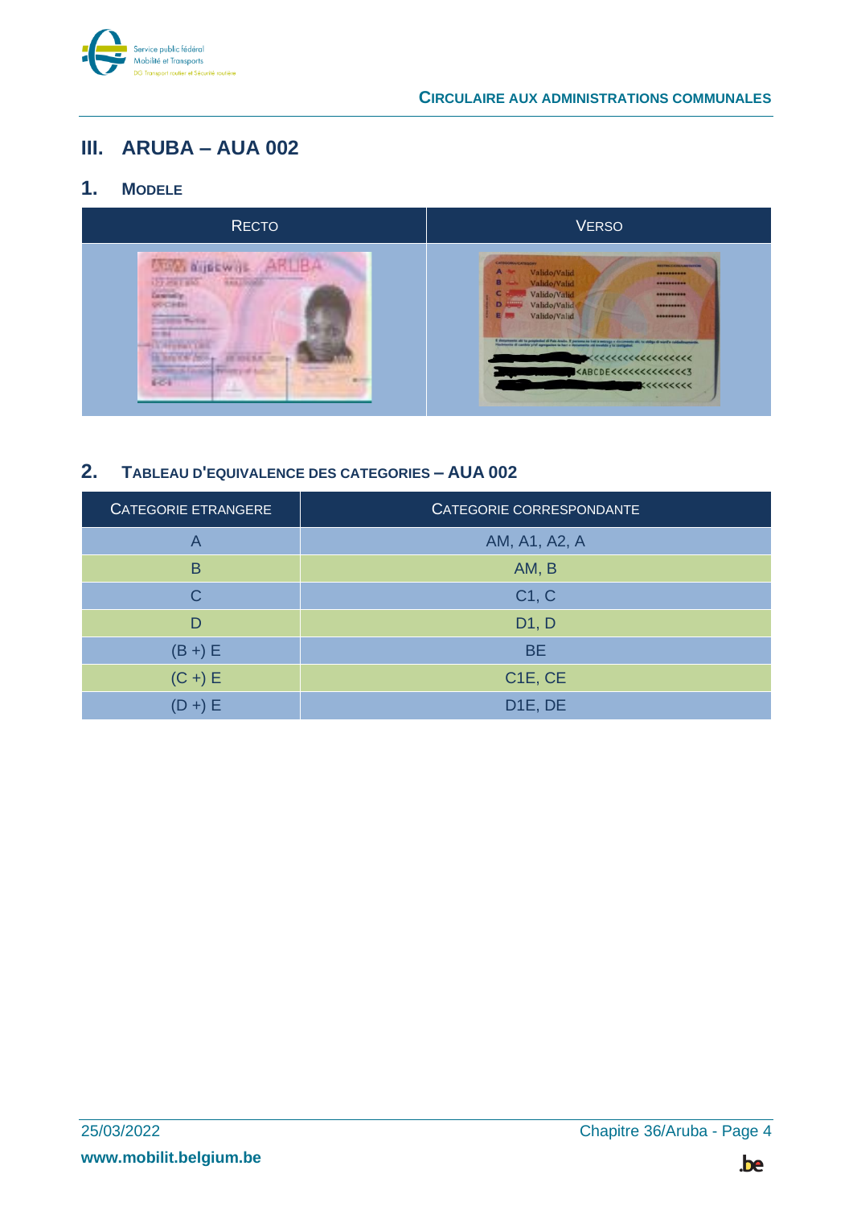# III. ARUBA – AUA 002

## 1. MODELE

| RECTO | VERSO |
|---|---|
| | |

## 2. TABLEAU D'EQUIVALENCE DES CATEGORIES – AUA 002

| CATEGORIE ETRANGERE | CATEGORIE CORRESPONDANTE |
|---|---|
| A | AM, A1, A2, A |
| B | AM, B |
| C | C1, C |
| D | D1, D |
| (B +) E | BE |
| (C +) E | C1E, CE |
| (D +) E | D1E, DE |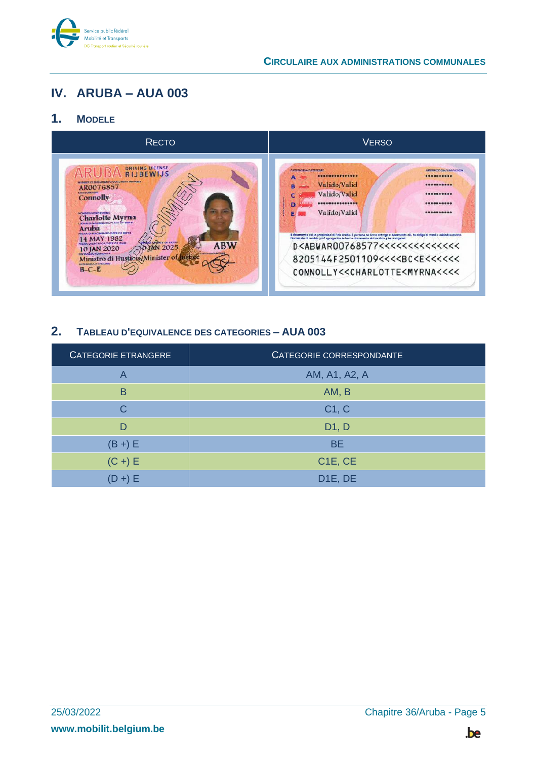## IV. ARUBA – AUA 003

### 1. MODELE

| RECTO | VERSO |
|---|---|
| | |

### 2. TABLEAU D'EQUIVALENCE DES CATEGORIES – AUA 003

| CATEGORIE ETRANGERE | CATEGORIE CORRESPONDANTE |
|---|---|
| A | AM, A1, A2, A |
| B | AM, B |
| C | C1, C |
| D | D1, D |
| (B +) E | BE |
| (C +) E | C1E, CE |
| (D +) E | D1E, DE |